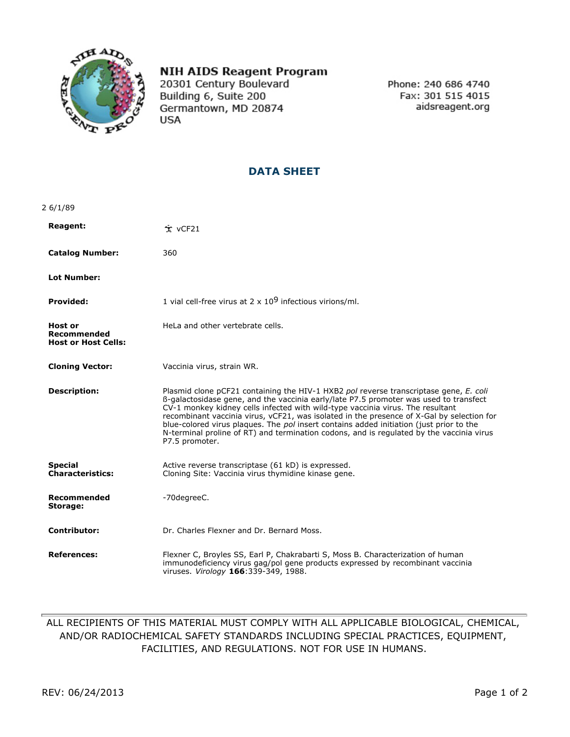**NIH AIDS Reagent Program**
20301 Century Boulevard
Building 6, Suite 200
Germantown, MD 20874
USA

Phone: 240 686 4740
Fax: 301 515 4015
aidsreagent.org

## DATA SHEET

2 6/1/89

| | |
|---|---|
| **Reagent:** | vCF21 |
| **Catalog Number:** | 360 |
| **Lot Number:** | |
| **Provided:** | 1 vial cell-free virus at 2 x $10^9$ infectious virions/ml. |
| **Host or Recommended Host or Host Cells:** | HeLa and other vertebrate cells. |
| **Cloning Vector:** | Vaccinia virus, strain WR. |
| **Description:** | Plasmid clone pCF21 containing the HIV-1 HXB2 *pol* reverse transcriptase gene, *E. coli* ß-galactosidase gene, and the vaccinia early/late P7.5 promoter was used to transfect CV-1 monkey kidney cells infected with wild-type vaccinia virus. The resultant recombinant vaccinia virus, vCF21, was isolated in the presence of X-Gal by selection for blue-colored virus plaques. The *pol* insert contains added initiation (just prior to the N-terminal proline of RT) and termination codons, and is regulated by the vaccinia virus P7.5 promoter. |
| **Special Characteristics:** | Active reverse transcriptase (61 kD) is expressed. Cloning Site: Vaccinia virus thymidine kinase gene. |
| **Recommended Storage:** | -70degreeC. |
| **Contributor:** | Dr. Charles Flexner and Dr. Bernard Moss. |
| **References:** | Flexner C, Broyles SS, Earl P, Chakrabarti S, Moss B. Characterization of human immunodeficiency virus gag/pol gene products expressed by recombinant vaccinia viruses. *Virology* **166**:339-349, 1988. |

ALL RECIPIENTS OF THIS MATERIAL MUST COMPLY WITH ALL APPLICABLE BIOLOGICAL, CHEMICAL, AND/OR RADIOCHEMICAL SAFETY STANDARDS INCLUDING SPECIAL PRACTICES, EQUIPMENT, FACILITIES, AND REGULATIONS. NOT FOR USE IN HUMANS.

REV: 06/24/2013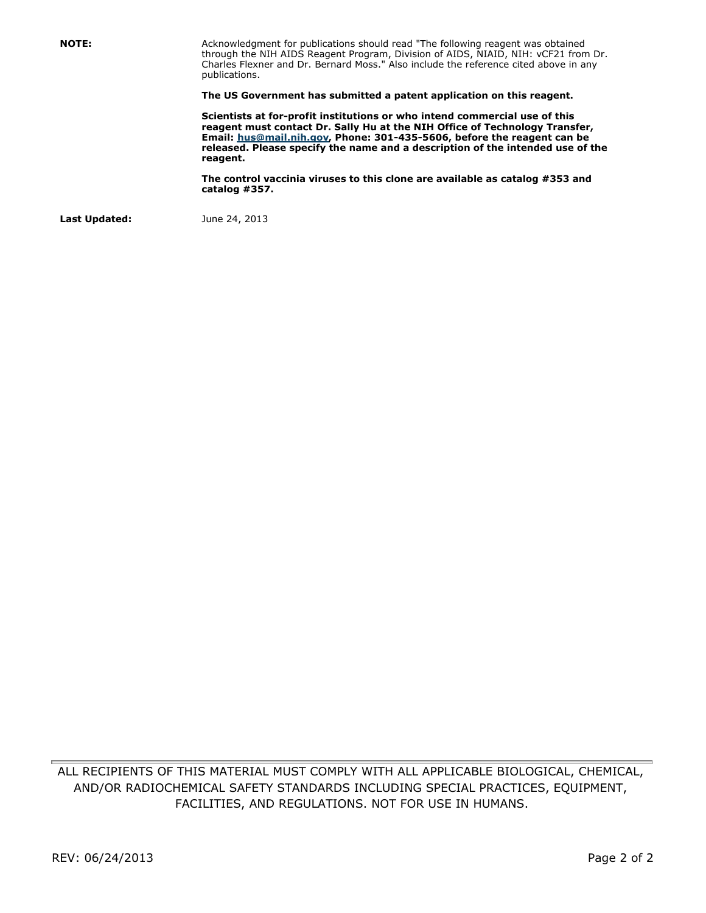**NOTE:** Acknowledgment for publications should read "The following reagent was obtained through the NIH AIDS Reagent Program, Division of AIDS, NIAID, NIH: vCF21 from Dr. Charles Flexner and Dr. Bernard Moss." Also include the reference cited above in any publications.

**The US Government has submitted a patent application on this reagent.**

**Scientists at for-profit institutions or who intend commercial use of this reagent must contact Dr. Sally Hu at the NIH Office of Technology Transfer, Email: hus@mail.nih.gov, Phone: 301-435-5606, before the reagent can be released. Please specify the name and a description of the intended use of the reagent.**

**The control vaccinia viruses to this clone are available as catalog #353 and catalog #357.**

**Last Updated:** June 24, 2013

---

ALL RECIPIENTS OF THIS MATERIAL MUST COMPLY WITH ALL APPLICABLE BIOLOGICAL, CHEMICAL, AND/OR RADIOCHEMICAL SAFETY STANDARDS INCLUDING SPECIAL PRACTICES, EQUIPMENT, FACILITIES, AND REGULATIONS. NOT FOR USE IN HUMANS.